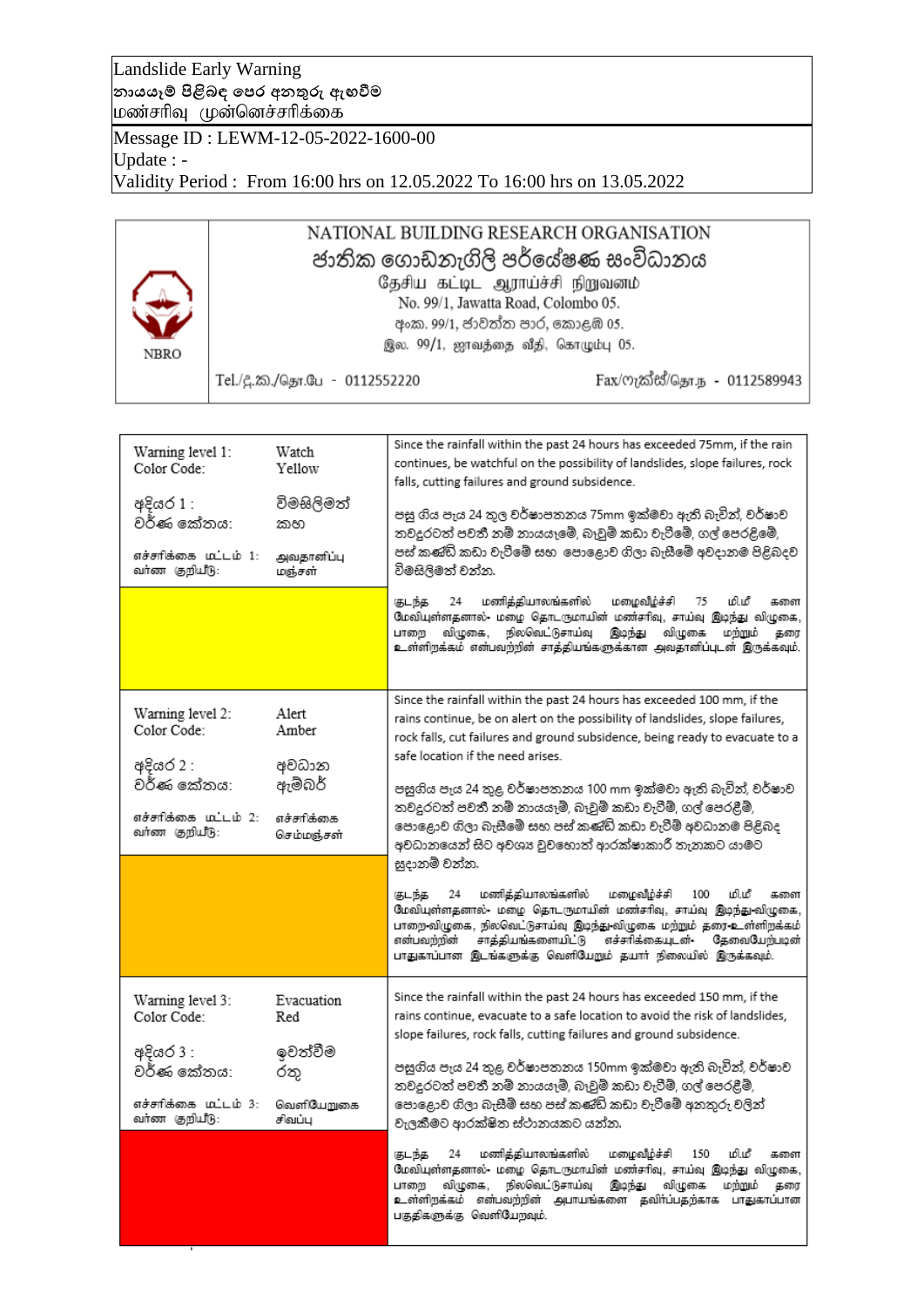Landslide Early Warning
නායයෑම් පිළිබඳ පෙර අනතුරු ඇඟවීම
மண்சரிவு முன்னெச்சரிக்கை

Message ID : LEWM-12-05-2022-1600-00
Update : -
Validity Period : From 16:00 hrs on 12.05.2022 To 16:00 hrs on 13.05.2022

NBRO

NATIONAL BUILDING RESEARCH ORGANISATION
ජාතික ගොඩනැගිලි පර්යේෂණ සංවිධානය
தேசிய கட்டிட ஆராய்ச்சி நிறுவனம்
No. 99/1, Jawatta Road, Colombo 05.
අංක. 99/1, ජාවත්ත පාර, කොළඹ 05.
இல. 99/1, ஜாவத்தை வீதி, கொழும்பு 05.

Tel./දු.ක./தொ.பே - 0112552220
Fax/ෆැක්ස්/தொ.ந - 0112589943

| Warning level | Description |
|---|---|
| Warning level 1: Watch<br>Color Code: Yellow<br>අදියර 1 : විමසිලිමත්<br>වර්ණ කේතය: කහ<br>எச்சரிக்கை மட்டம் 1: அவதானிப்பு<br>வர்ண குறியீடு: மஞ்சள் | Since the rainfall within the past 24 hours has exceeded 75mm, if the rain continues, be watchful on the possibility of landslides, slope failures, rock falls, cutting failures and ground subsidence.<br><br>පසු ගිය පැය 24 තුල වර්ෂාපතනය 75mm ඉක්මවා ඇති බැවින්, වර්ෂාව තවදුරටත් පවතී නම් නායයෑමේ, බෑවුම් කඩා වැටීමේ, ගල් පෙරළීමේ, පස් කණ්ඩි කඩා වැටීමේ සහ පොළොව ගිලා බැසීමේ අවදානම පිළිබඳව විමසිලිමත් වන්න.<br><br>குடந்த 24 மணித்தியாலங்களில் மழைவீழ்ச்சி 75 மி.மீ களை மேவியுள்ளதனால்- மழை தொடருமாயின் மண்சரிவு, சாய்வு இடிந்து விழுகை, பாறை விழுகை, நிலவெட்டுசாய்வு இடிந்து விழுகை மற்றும் தரை உள்ளிறக்கம் என்பவற்றின் சாத்தியங்களுக்கான அவதானிப்புடன் இருக்கவும். |
| Warning level 2: Alert<br>Color Code: Amber<br>අදියර 2 : අවධාන<br>වර්ණ කේතය: ඇම්බර්<br>எச்சரிக்கை மட்டம் 2: எச்சரிக்கை<br>வர்ண குறியீடு: செம்மஞ்சள் | Since the rainfall within the past 24 hours has exceeded 100 mm, if the rains continue, be on alert on the possibility of landslides, slope failures, rock falls, cut failures and ground subsidence, being ready to evacuate to a safe location if the need arises.<br><br>පසුගිය පැය 24 තුළ වර්ෂාපතනය 100 mm ඉක්මවා ඇති බැවින්, වර්ෂාව තවදුරටත් පවතී නම් නායයෑම්, බෑවුම් කඩා වැටීම්, ගල් පෙරළීම්, පොළොව ගිලා බැසීමේ සහ පස් කණ්ඩි කඩා වැටීම් අවධානම පිළිබඳ අවධානයෙන් සිට අවශ්‍ය වුවහොත් ආරක්ෂාකාරී තැනකට යාමට සූදානම් වන්න.<br><br>குடந்த 24 மணித்தியாலங்களில் மழைவீழ்ச்சி 100 மி.மீ களை மேவியுள்ளதனால்- மழை தொடருமாயின் மண்சரிவு, சாய்வு இடிந்து-விழுகை, பாறை-விழுகை, நிலவெட்டுசாய்வு இடிந்து-விழுகை மற்றும் தரை-உள்ளிறக்கம் என்பவற்றின் சாத்தியங்களையிட்டு எச்சரிக்கையுடன்- தேவையேற்படின் பாதுகாப்பான இடங்களுக்கு வெளியேறும் தயார் நிலையில் இருக்கவும். |
| Warning level 3: Evacuation<br>Color Code: Red<br>අදියර 3 : ඉවත්වීම<br>වර්ණ කේතය: රතු<br>எச்சரிக்கை மட்டம் 3: வெளியேறுகை<br>வர்ண குறியீடு: சிவப்பு | Since the rainfall within the past 24 hours has exceeded 150 mm, if the rains continue, evacuate to a safe location to avoid the risk of landslides, slope failures, rock falls, cutting failures and ground subsidence.<br><br>පසුගිය පැය 24 තුළ වර්ෂාපතනය 150mm ඉක්මවා ඇති බැවින්, වර්ෂාව තවදුරටත් පවතී නම් නායයෑම්, බෑවුම් කඩා වැටීම්, ගල් පෙරළීම්, පොළොව ගිලා බැසීම් සහ පස් කණ්ඩි කඩා වැටීමේ අනතුරු වලින් වැලකීමට ආරක්ෂිත ස්ථානයකට යන්න.<br><br>குடந்த 24 மணித்தியாலங்களில் மழைவீழ்ச்சி 150 மி.மீ களை மேவியுள்ளதனால்- மழை தொடருமாயின் மண்சரிவு, சாய்வு இடிந்து விழுகை, பாறை விழுகை, நிலவெட்டுசாய்வு இடிந்து விழுகை மற்றும் தரை உள்ளிறக்கம் என்பவற்றின் அபாயங்களை தவிர்ப்பதற்காக பாதுகாப்பான பகுதிகளுக்கு வெளியேறவும். |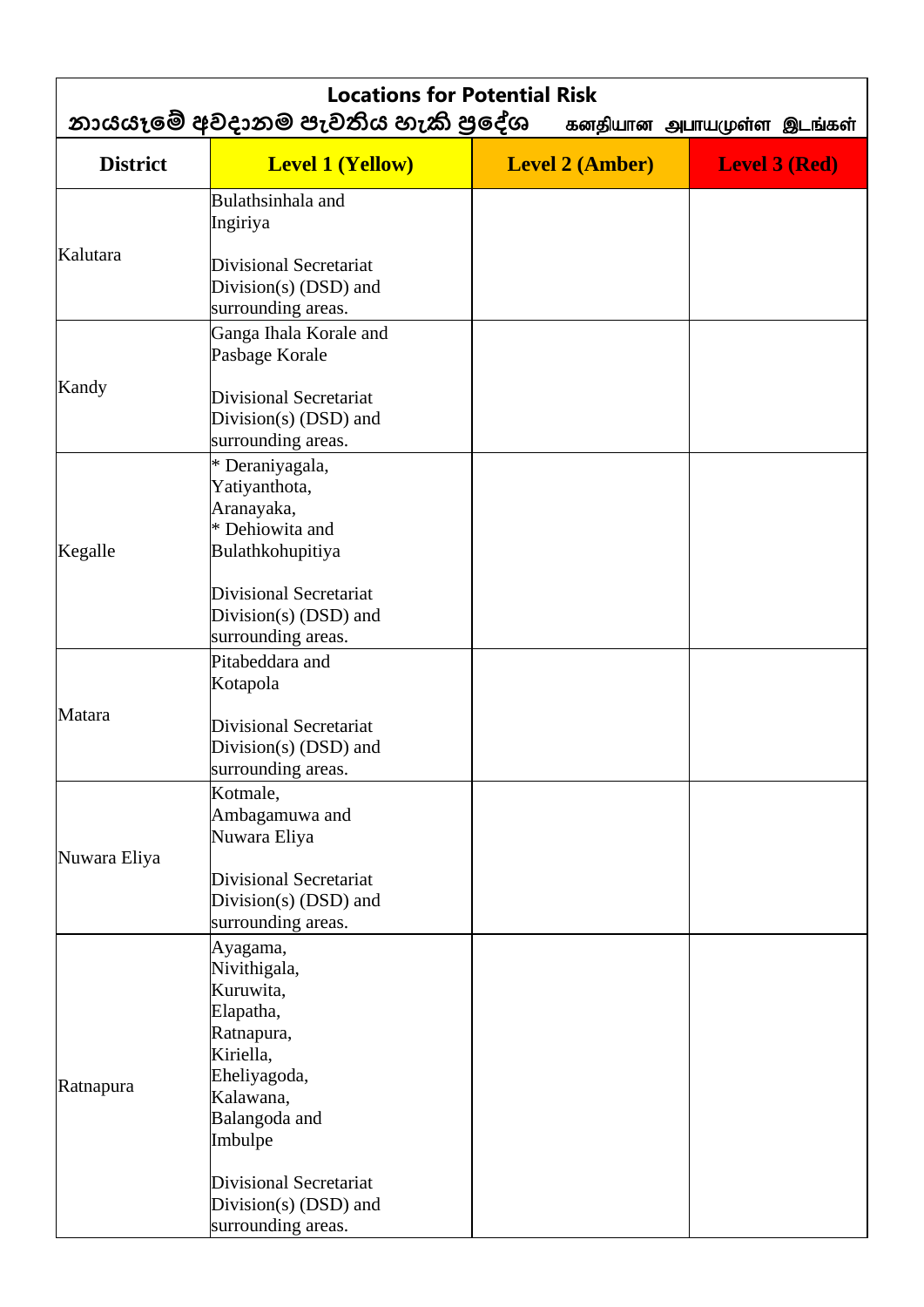| Locations for Potential Risk<br>නායයෑමේ අවදානම පැවතිය හැකි ප්‍රදේශ கனதியான அபாயமுள்ள இடங்கள் | | | |
|---|---|---|---|
| **District** | **Level 1 (Yellow)** | **Level 2 (Amber)** | **Level 3 (Red)** |
| Kalutara | Bulathsinhala and Ingiriya<br><br>Divisional Secretariat Division(s) (DSD) and surrounding areas. | | |
| Kandy | Ganga Ihala Korale and Pasbage Korale<br><br>Divisional Secretariat Division(s) (DSD) and surrounding areas. | | |
| Kegalle | * Deraniyagala, Yatiyanthota, Aranayaka,<br>* Dehiowita and Bulathkohupitiya<br><br>Divisional Secretariat Division(s) (DSD) and surrounding areas. | | |
| Matara | Pitabeddara and Kotapola<br><br>Divisional Secretariat Division(s) (DSD) and surrounding areas. | | |
| Nuwara Eliya | Kotmale, Ambagamuwa and Nuwara Eliya<br><br>Divisional Secretariat Division(s) (DSD) and surrounding areas. | | |
| Ratnapura | Ayagama, Nivithigala, Kuruwita, Elapatha, Ratnapura, Kiriella, Eheliyagoda, Kalawana, Balangoda and Imbulpe<br><br>Divisional Secretariat Division(s) (DSD) and surrounding areas. | | |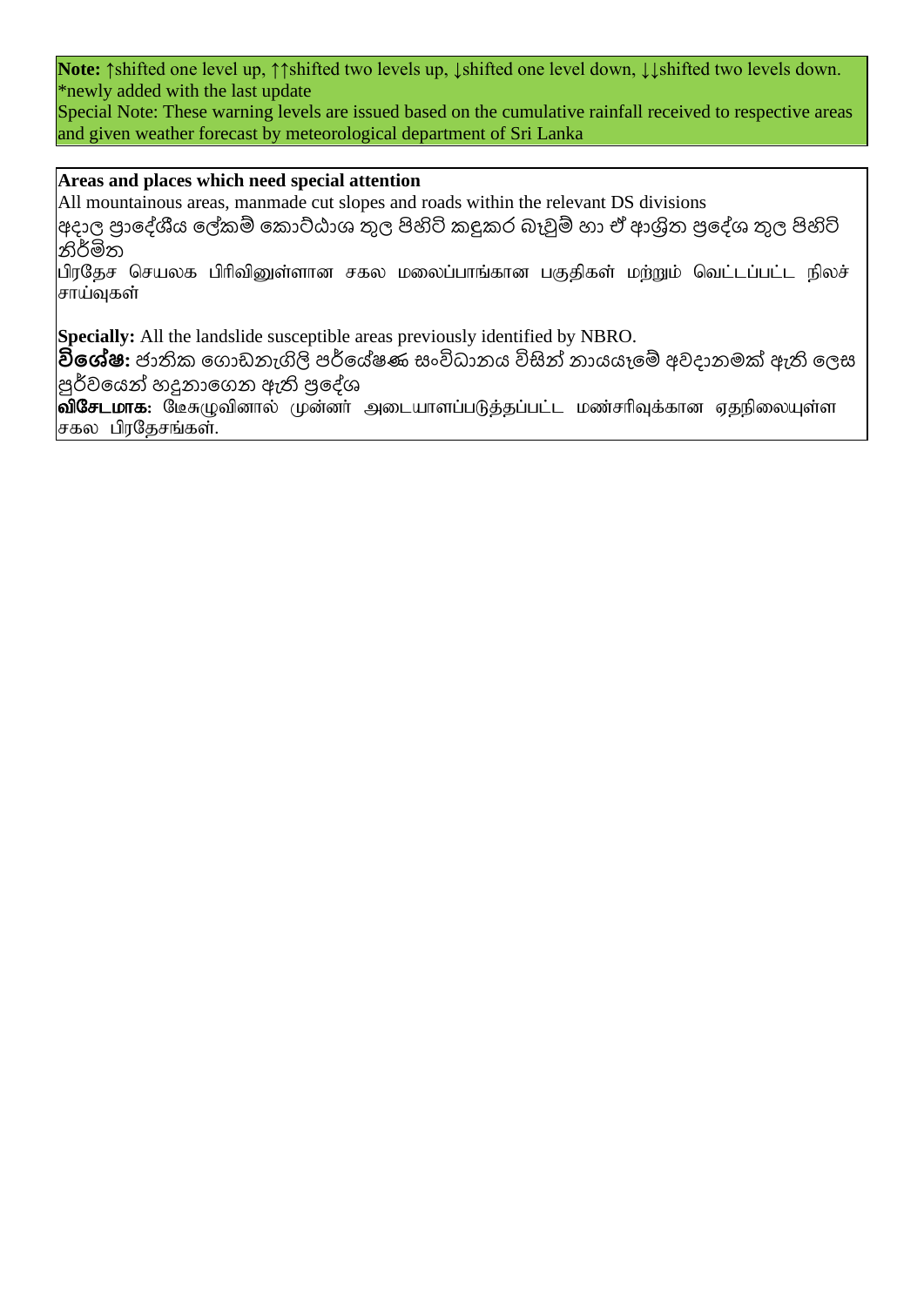**Note:** ↑shifted one level up, ↑↑shifted two levels up, ↓shifted one level down, ↓↓shifted two levels down. *newly added with the last update

Special Note: These warning levels are issued based on the cumulative rainfall received to respective areas and given weather forecast by meteorological department of Sri Lanka

**Areas and places which need special attention**

All mountainous areas, manmade cut slopes and roads within the relevant DS divisions

අදාල ප්‍රාදේශීය ලේකම් කොට්ඨාශ තුල පිහිටි කඳුකර බෑවුම් හා ඒ ආශ්‍රිත ප්‍රදේශ තුල පිහිටි නිර්මිත

பிரதேச செயலக பிரிவினுள்ளான சகல மலைப்பாங்கான பகுதிகள் மற்றும் வெட்டப்பட்ட நிலச் சாய்வுகள்

**Specially:** All the landslide susceptible areas previously identified by NBRO.

**විශේෂ:** ජාතික ගොඩනැගිලි පර්යේෂණ සංවිධානය විසින් නායයෑමේ අවදානමක් ඇති ලෙස පූර්වයෙන් හඳුනාගෙන ඇති ප්‍රදේශ

**விசேடமாக:** லேசுமுவினால் முன்னர் அடையாளப்படுத்தப்பட்ட மண்சரிவுக்கான ஏதநிலையுள்ள சகல பிரதேசங்கள்.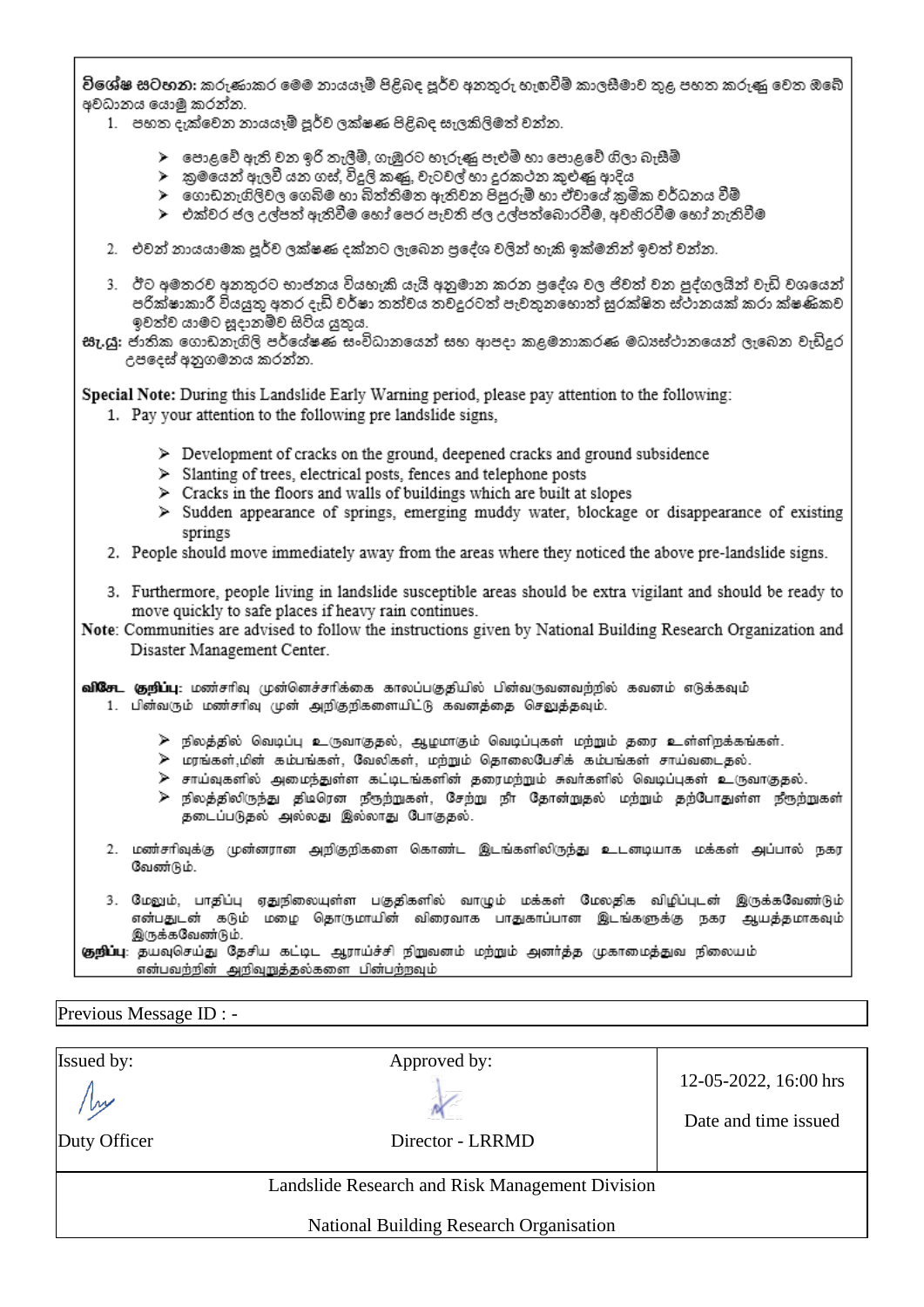**විශේෂ සටහන:** කරුණාකර මෙම නායයෑම් පිළිබඳ පූර්ව අනතුරු හැඟවීම් කාලසීමාව තුළ පහත කරුණු වෙත ඔබේ අවධානය යොමු කරන්න.

1. පහත දැක්වෙන නායයෑම් පූර්ව ලක්ෂණ පිළිබඳ සැලකිලිමත් වන්න.

   - පොළවේ ඇති වන ඉරි තැලීම්, ගැඹුරට හෑරුණු පැළුම් හා පොළවේ ගිලා බැසීම්
   - කුමයෙන් ඇලවී යන ගස්, විදුලි කණු, වැටවල් හා දුරකථන කුළුණු ආදිය
   - ගොඩනැගිලිවල ගෙබිම හා බිත්තිමත ඇතිවන පිපුරුම් හා ඒවායේ කුමික වර්ධනය වීම්
   - එක්වර ජල උල්පත් ඇතිවීම හෝ පෙර පැවති ජල උල්පත්බොරවීම, අවහිරවීම හෝ නැතිවීම

2. එවන් නායයාමක පූර්ව ලක්ෂණ දක්නට ලැබෙන ප්‍රදේශ වලින් හැකි ඉක්මනින් ඉවත් වන්න.

3. ඊට අමතරව අනතුරට භාජනය වියහැකි යැයි අනුමාන කරන ප්‍රදේශ වල ජීවත් වන පුද්ගලයින් වැඩි වශයෙන් පරීක්ෂාකාරී වියයුතු අතර දැඩි වර්ෂා තත්වය තවදුරටත් පැවතුනහොත් සුරක්ෂිත ස්ථානයක් කරා ක්ෂණිකව ඉවත්ව යාමට සූදානම්ව සිටිය යුතුය.

**සැ.යු:** ජාතික ගොඩනැගිලි පර්යේෂණ සංවිධානයෙන් සහ ආපදා කළමනාකරණ මධ්‍යස්ථානයෙන් ලැබෙන වැඩිදුර උපදෙස් අනුගමනය කරන්න.

**Special Note:** During this Landslide Early Warning period, please pay attention to the following:

1. Pay your attention to the following pre landslide signs,

   - Development of cracks on the ground, deepened cracks and ground subsidence
   - Slanting of trees, electrical posts, fences and telephone posts
   - Cracks in the floors and walls of buildings which are built at slopes
   - Sudden appearance of springs, emerging muddy water, blockage or disappearance of existing springs

2. People should move immediately away from the areas where they noticed the above pre-landslide signs.

3. Furthermore, people living in landslide susceptible areas should be extra vigilant and should be ready to move quickly to safe places if heavy rain continues.

**Note**: Communities are advised to follow the instructions given by National Building Research Organization and Disaster Management Center.

**விசேட குறிப்பு**: மண்சரிவு முன்னெச்சரிக்கை காலப்பகுதியில் பின்வருவனவற்றில் கவனம் எடுக்கவும்

1. பின்வரும் மண்சரிவு முன் அறிகுறிகளையிட்டு கவனத்தை செலுத்தவும்.

   - நிலத்தில் வெடிப்பு உருவாகுதல், ஆழமாகும் வெடிப்புகள் மற்றும் தரை உள்ளிறக்கங்கள்.
   - மரங்கள்,மின் கம்பங்கள், வேலிகள், மற்றும் தொலைபேசிக் கம்பங்கள் சாய்வடைதல்.
   - சாய்வுகளில் அமைந்துள்ள கட்டிடங்களின் தரைமற்றும் சுவர்களில் வெடிப்புகள் உருவாகுதல்.
   - நிலத்திலிருந்து திடீரென நீரூற்றுகள், சேற்று நீர் தோன்றுதல் மற்றும் தற்போதுள்ள நீரூற்றுகள் தடைப்படுதல் அல்லது இல்லாது போகுதல்.

2. மண்சரிவுக்கு முன்னரான அறிகுறிகளை கொண்ட இடங்களிலிருந்து உடனடியாக மக்கள் அப்பால் நகர வேண்டும்.

3. மேலும், பாதிப்பு ஏதுநிலையுள்ள பகுதிகளில் வாழும் மக்கள் மேலதிக விழிப்புடன் இருக்கவேண்டும் என்பதுடன் கடும் மழை தொடருமாயின் விரைவாக பாதுகாப்பான இடங்களுக்கு நகர ஆயத்தமாகவும் இருக்கவேண்டும்.

**குறிப்பு**: தயவுசெய்து தேசிய கட்டிட ஆராய்ச்சி நிறுவனம் மற்றும் அனர்த்த முகாமைத்துவ நிலையம் என்பவற்றின் அறிவுறுத்தல்களை பின்பற்றவும்

Previous Message ID : -

| Issued by: | Approved by: | 12-05-2022, 16:00 hrs |
|---|---|---|
| Duty Officer | Director - LRRMD | Date and time issued |

Landslide Research and Risk Management Division

National Building Research Organisation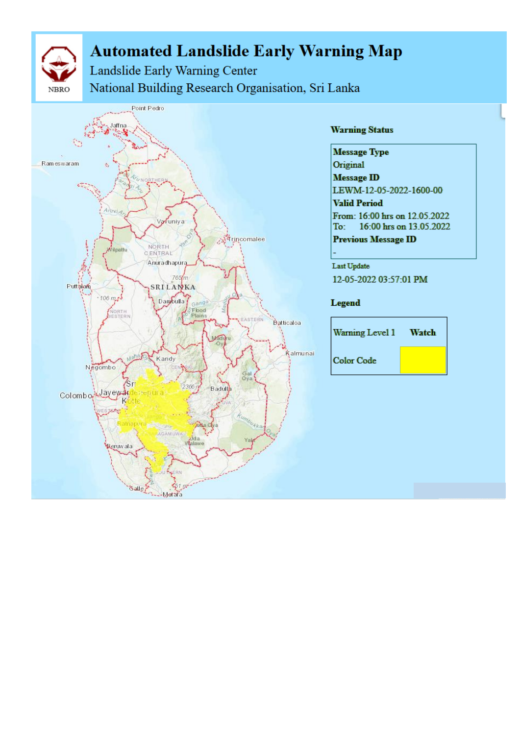# Automated Landslide Early Warning Map

Landslide Early Warning Center

National Building Research Organisation, Sri Lanka

NBRO

**Warning Status**

**Message Type**

Original

**Message ID**

LEWM-12-05-2022-1600-00

**Valid Period**

From: 16:00 hrs on 12.05.2022

To: 16:00 hrs on 13.05.2022

**Previous Message ID**

-

**Last Update**

12-05-2022 03:57:01 PM

**Legend**

| | |
|---|---|
| Warning Level 1 | **Watch** |
| Color Code | |